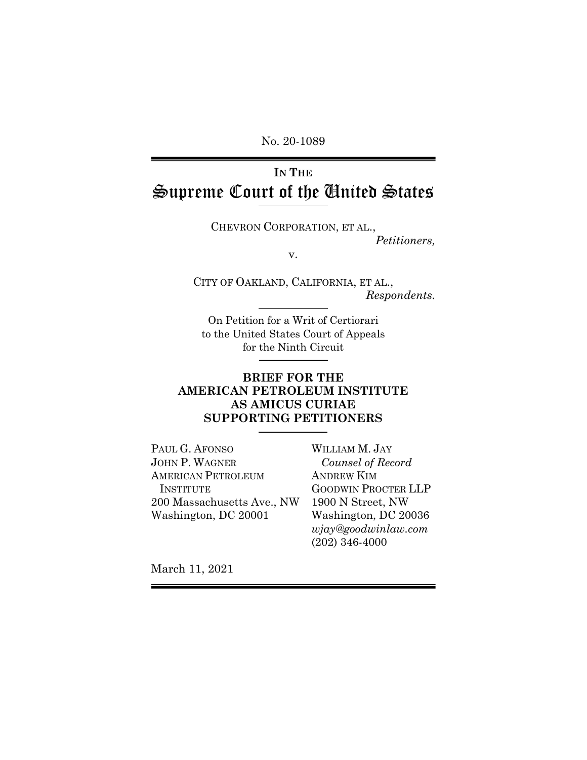No. 20-1089

# IN THE Supreme Court of the United States

CHEVRON CORPORATION, ET AL.,
*Petitioners,*

v.

CITY OF OAKLAND, CALIFORNIA, ET AL.,
*Respondents.*

On Petition for a Writ of Certiorari to the United States Court of Appeals for the Ninth Circuit

## BRIEF FOR THE AMERICAN PETROLEUM INSTITUTE AS AMICUS CURIAE SUPPORTING PETITIONERS

PAUL G. AFONSO
JOHN P. WAGNER
AMERICAN PETROLEUM INSTITUTE
200 Massachusetts Ave., NW
Washington, DC 20001

WILLIAM M. JAY
*Counsel of Record*
ANDREW KIM
GOODWIN PROCTER LLP
1900 N Street, NW
Washington, DC 20036
*wjay@goodwinlaw.com*
(202) 346-4000

March 11, 2021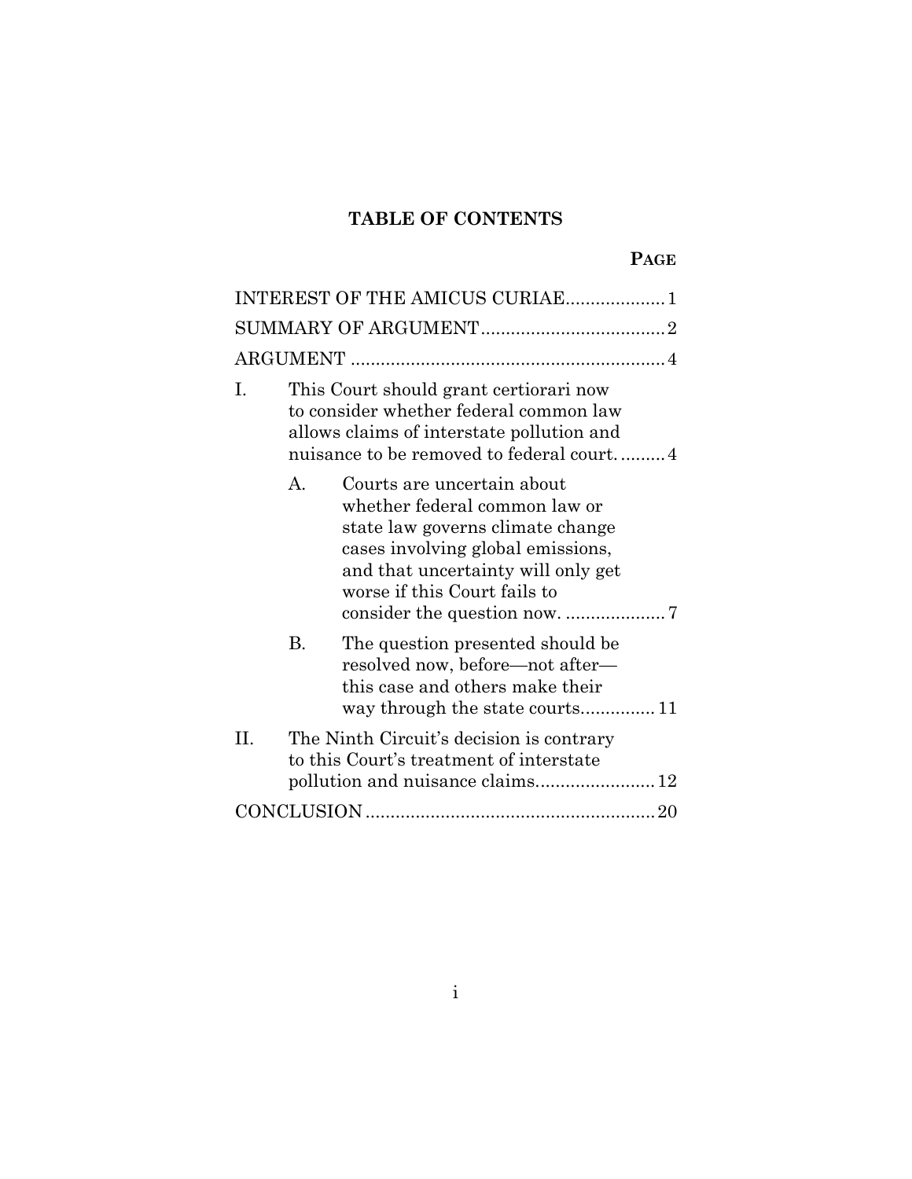## TABLE OF CONTENTS

| | PAGE |
|---|---|
| INTEREST OF THE AMICUS CURIAE | 1 |
| SUMMARY OF ARGUMENT | 2 |
| ARGUMENT | 4 |
| I. This Court should grant certiorari now to consider whether federal common law allows claims of interstate pollution and nuisance to be removed to federal court. | 4 |
| A. Courts are uncertain about whether federal common law or state law governs climate change cases involving global emissions, and that uncertainty will only get worse if this Court fails to consider the question now. | 7 |
| B. The question presented should be resolved now, before—not after—this case and others make their way through the state courts | 11 |
| II. The Ninth Circuit's decision is contrary to this Court's treatment of interstate pollution and nuisance claims | 12 |
| CONCLUSION | 20 |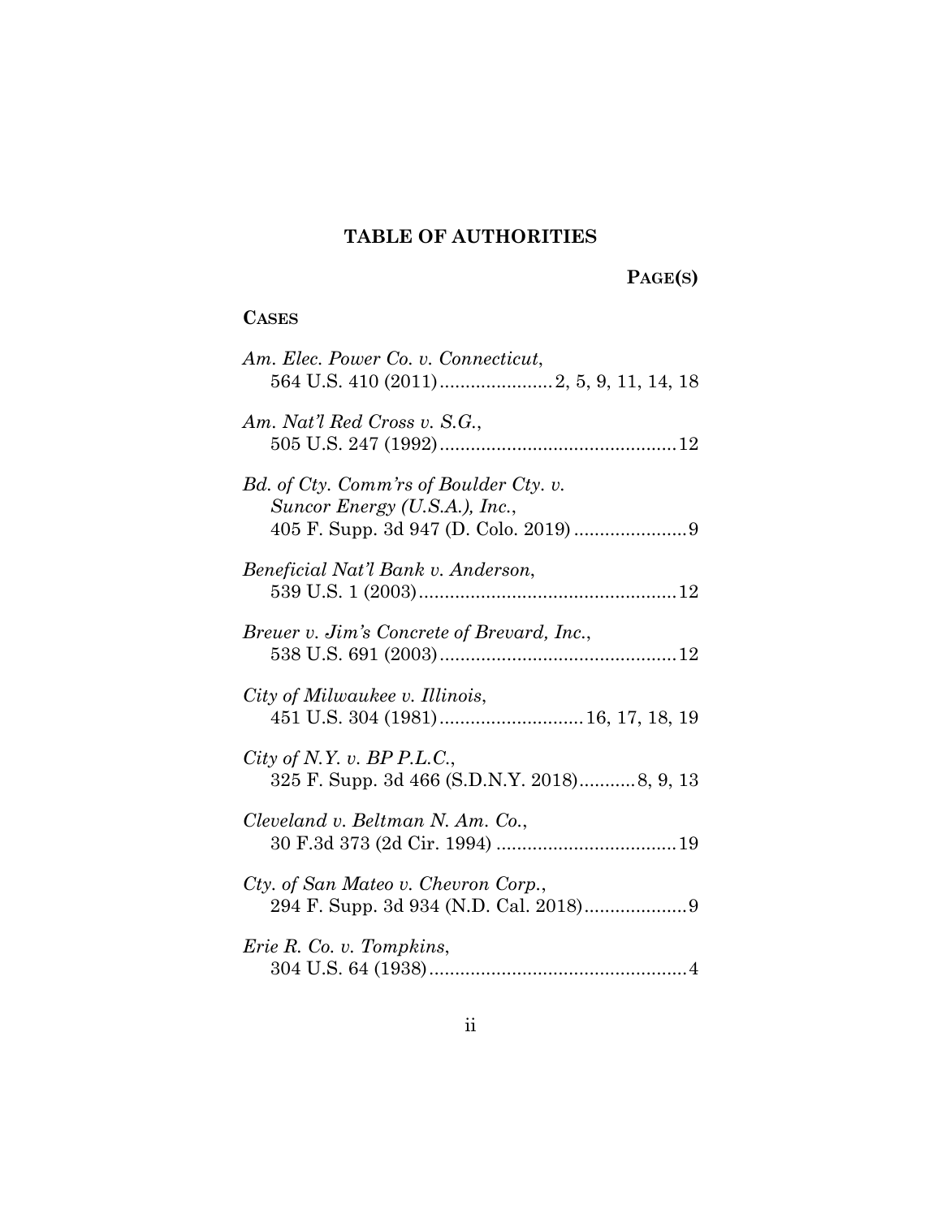## TABLE OF AUTHORITIES

**PAGE(S)**

**CASES**

*Am. Elec. Power Co. v. Connecticut*,
564 U.S. 410 (2011)......................2, 5, 9, 11, 14, 18

*Am. Nat'l Red Cross v. S.G.*,
505 U.S. 247 (1992)..............................................12

*Bd. of Cty. Comm'rs of Boulder Cty. v. Suncor Energy (U.S.A.), Inc.*,
405 F. Supp. 3d 947 (D. Colo. 2019)......................9

*Beneficial Nat'l Bank v. Anderson*,
539 U.S. 1 (2003)..................................................12

*Breuer v. Jim's Concrete of Brevard, Inc.*,
538 U.S. 691 (2003)..............................................12

*City of Milwaukee v. Illinois*,
451 U.S. 304 (1981)............................16, 17, 18, 19

*City of N.Y. v. BP P.L.C.*,
325 F. Supp. 3d 466 (S.D.N.Y. 2018)...........8, 9, 13

*Cleveland v. Beltman N. Am. Co.*,
30 F.3d 373 (2d Cir. 1994) ...................................19

*Cty. of San Mateo v. Chevron Corp.*,
294 F. Supp. 3d 934 (N.D. Cal. 2018)....................9

*Erie R. Co. v. Tompkins*,
304 U.S. 64 (1938)..................................................4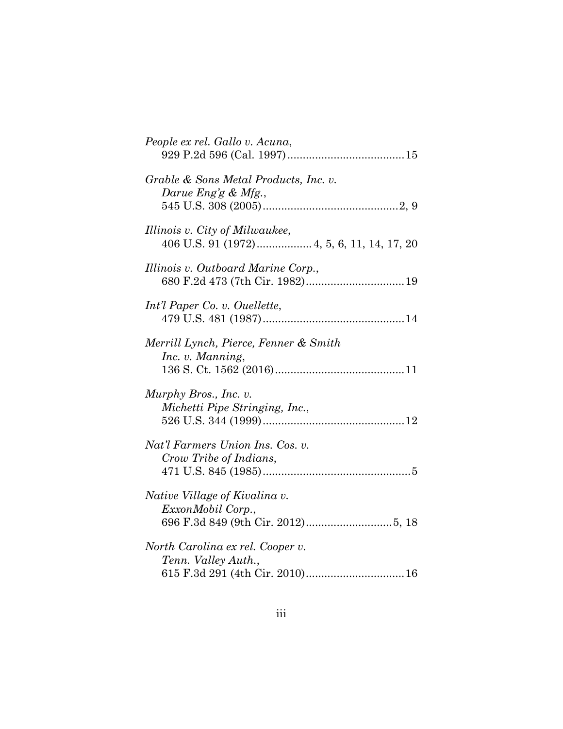*People ex rel. Gallo v. Acuna*,
929 P.2d 596 (Cal. 1997) ...................................... 15

*Grable & Sons Metal Products, Inc. v. Darue Eng'g & Mfg.*,
545 U.S. 308 (2005) ........................................... 2, 9

*Illinois v. City of Milwaukee*,
406 U.S. 91 (1972) ................. 4, 5, 6, 11, 14, 17, 20

*Illinois v. Outboard Marine Corp.*,
680 F.2d 473 (7th Cir. 1982) ................................ 19

*Int'l Paper Co. v. Ouellette*,
479 U.S. 481 (1987) .............................................. 14

*Merrill Lynch, Pierce, Fenner & Smith Inc. v. Manning*,
136 S. Ct. 1562 (2016) .......................................... 11

*Murphy Bros., Inc. v. Michetti Pipe Stringing, Inc.*,
526 U.S. 344 (1999) .............................................. 12

*Nat'l Farmers Union Ins. Cos. v. Crow Tribe of Indians*,
471 U.S. 845 (1985) ................................................ 5

*Native Village of Kivalina v. ExxonMobil Corp.*,
696 F.3d 849 (9th Cir. 2012) ............................ 5, 18

*North Carolina ex rel. Cooper v. Tenn. Valley Auth.*,
615 F.3d 291 (4th Cir. 2010) ................................ 16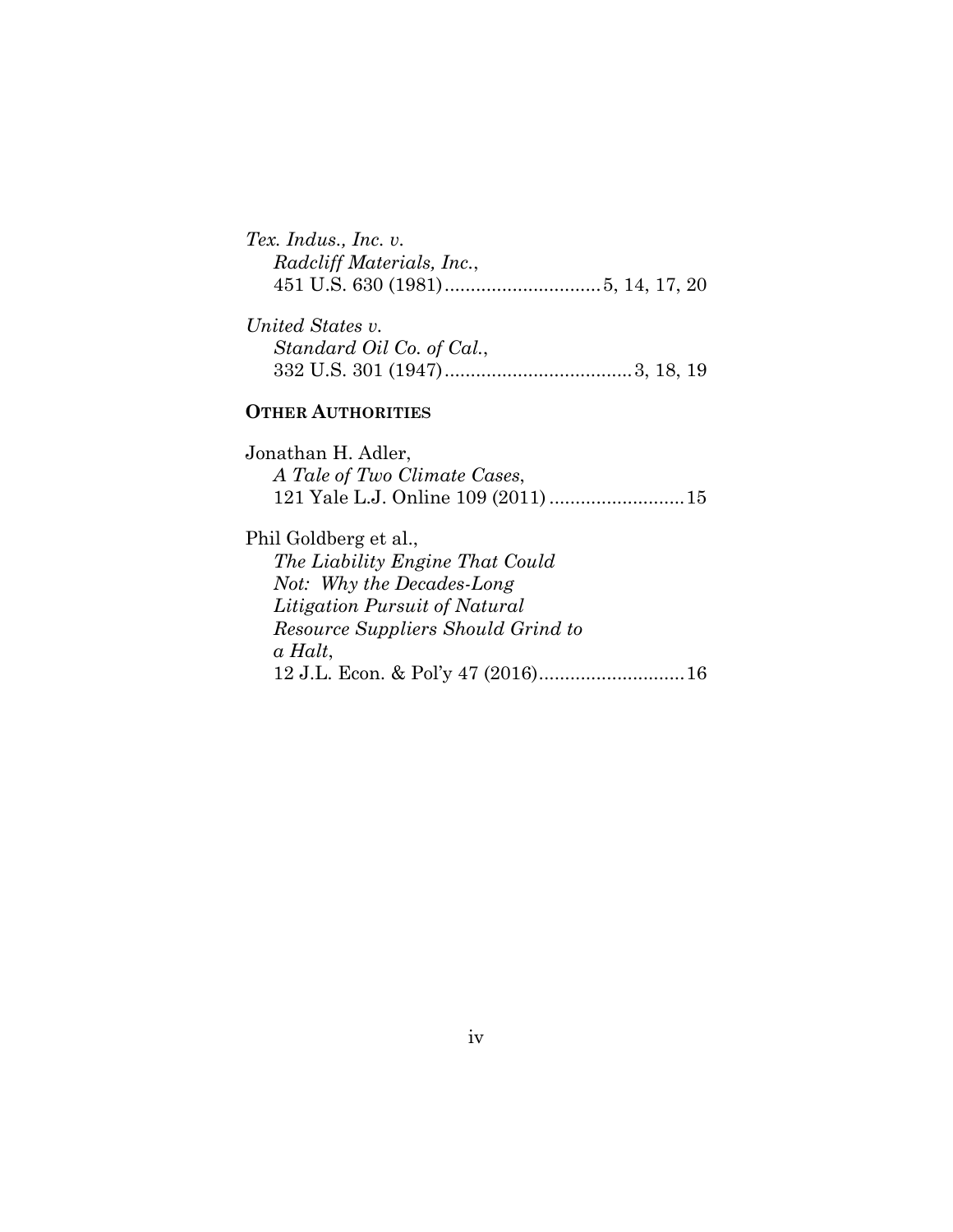*Tex. Indus., Inc. v.*
*Radcliff Materials, Inc.*,
451 U.S. 630 (1981)..............................5, 14, 17, 20

*United States v.*
*Standard Oil Co. of Cal.*,
332 U.S. 301 (1947)....................................3, 18, 19

**OTHER AUTHORITIES**

Jonathan H. Adler,
*A Tale of Two Climate Cases*,
121 Yale L.J. Online 109 (2011)..........................15

Phil Goldberg et al.,
*The Liability Engine That Could Not: Why the Decades-Long Litigation Pursuit of Natural Resource Suppliers Should Grind to a Halt*,
12 J.L. Econ. & Pol'y 47 (2016)............................16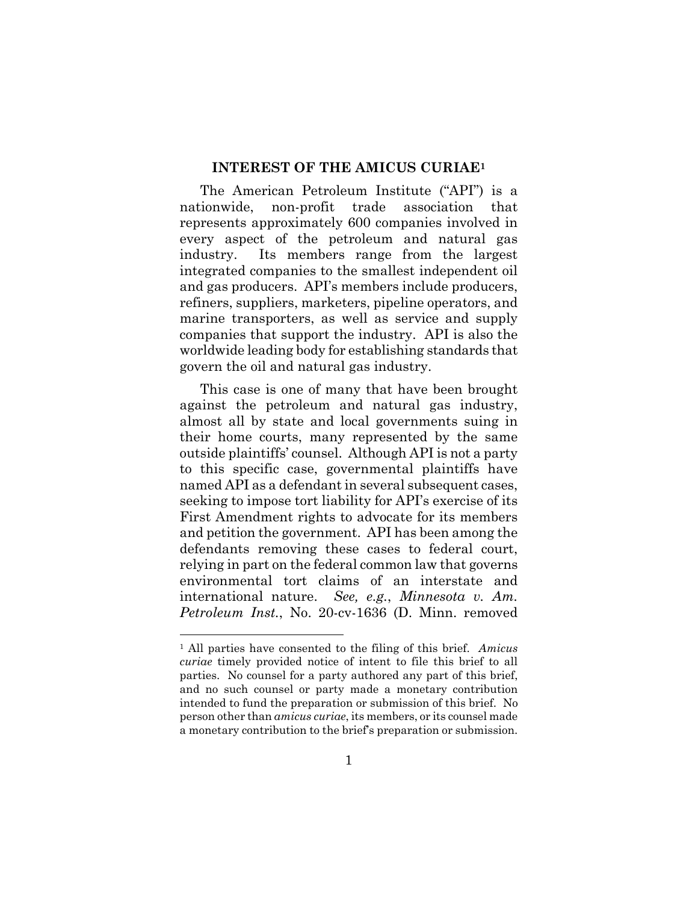## INTEREST OF THE AMICUS CURIAE[1]

The American Petroleum Institute ("API") is a nationwide, non-profit trade association that represents approximately 600 companies involved in every aspect of the petroleum and natural gas industry. Its members range from the largest integrated companies to the smallest independent oil and gas producers. API's members include producers, refiners, suppliers, marketers, pipeline operators, and marine transporters, as well as service and supply companies that support the industry. API is also the worldwide leading body for establishing standards that govern the oil and natural gas industry.

This case is one of many that have been brought against the petroleum and natural gas industry, almost all by state and local governments suing in their home courts, many represented by the same outside plaintiffs' counsel. Although API is not a party to this specific case, governmental plaintiffs have named API as a defendant in several subsequent cases, seeking to impose tort liability for API's exercise of its First Amendment rights to advocate for its members and petition the government. API has been among the defendants removing these cases to federal court, relying in part on the federal common law that governs environmental tort claims of an interstate and international nature. *See, e.g.*, *Minnesota v. Am. Petroleum Inst.*, No. 20-cv-1636 (D. Minn. removed

---

[1] All parties have consented to the filing of this brief. *Amicus curiae* timely provided notice of intent to file this brief to all parties. No counsel for a party authored any part of this brief, and no such counsel or party made a monetary contribution intended to fund the preparation or submission of this brief. No person other than *amicus curiae*, its members, or its counsel made a monetary contribution to the brief's preparation or submission.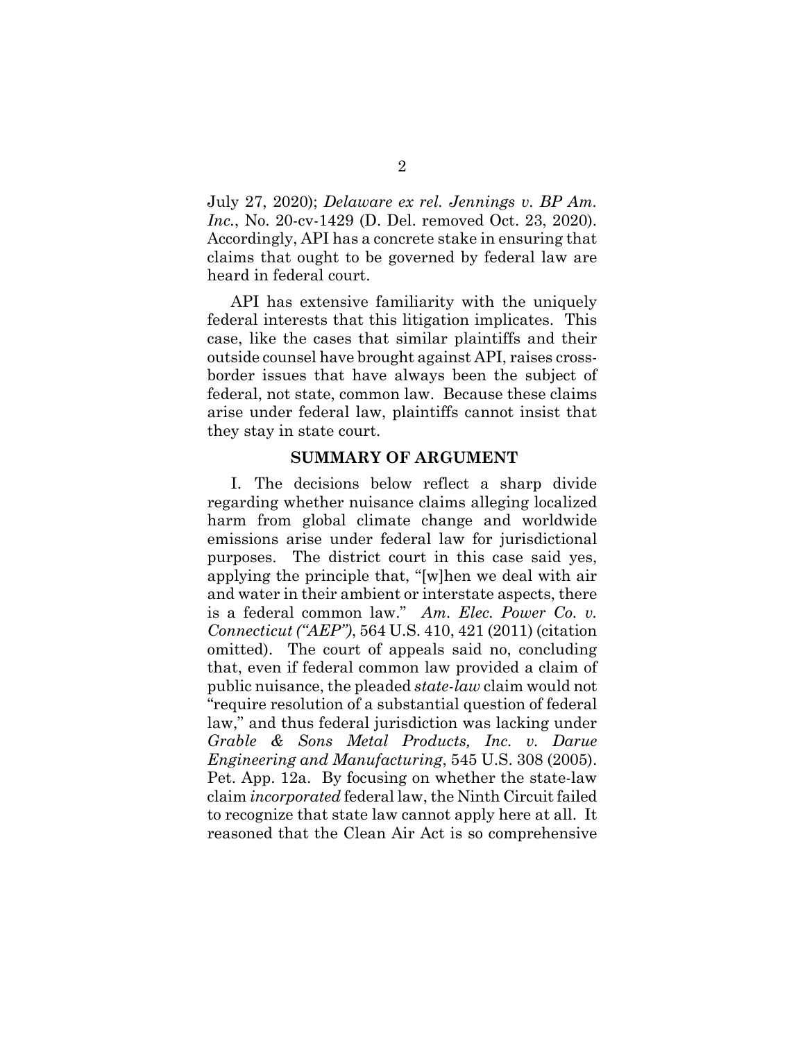July 27, 2020); *Delaware ex rel. Jennings v. BP Am. Inc.*, No. 20-cv-1429 (D. Del. removed Oct. 23, 2020). Accordingly, API has a concrete stake in ensuring that claims that ought to be governed by federal law are heard in federal court.

API has extensive familiarity with the uniquely federal interests that this litigation implicates. This case, like the cases that similar plaintiffs and their outside counsel have brought against API, raises cross-border issues that have always been the subject of federal, not state, common law. Because these claims arise under federal law, plaintiffs cannot insist that they stay in state court.

## SUMMARY OF ARGUMENT

I. The decisions below reflect a sharp divide regarding whether nuisance claims alleging localized harm from global climate change and worldwide emissions arise under federal law for jurisdictional purposes. The district court in this case said yes, applying the principle that, "[w]hen we deal with air and water in their ambient or interstate aspects, there is a federal common law." *Am. Elec. Power Co. v. Connecticut ("AEP")*, 564 U.S. 410, 421 (2011) (citation omitted). The court of appeals said no, concluding that, even if federal common law provided a claim of public nuisance, the pleaded *state-law* claim would not "require resolution of a substantial question of federal law," and thus federal jurisdiction was lacking under *Grable & Sons Metal Products, Inc. v. Darue Engineering and Manufacturing*, 545 U.S. 308 (2005). Pet. App. 12a. By focusing on whether the state-law claim *incorporated* federal law, the Ninth Circuit failed to recognize that state law cannot apply here at all. It reasoned that the Clean Air Act is so comprehensive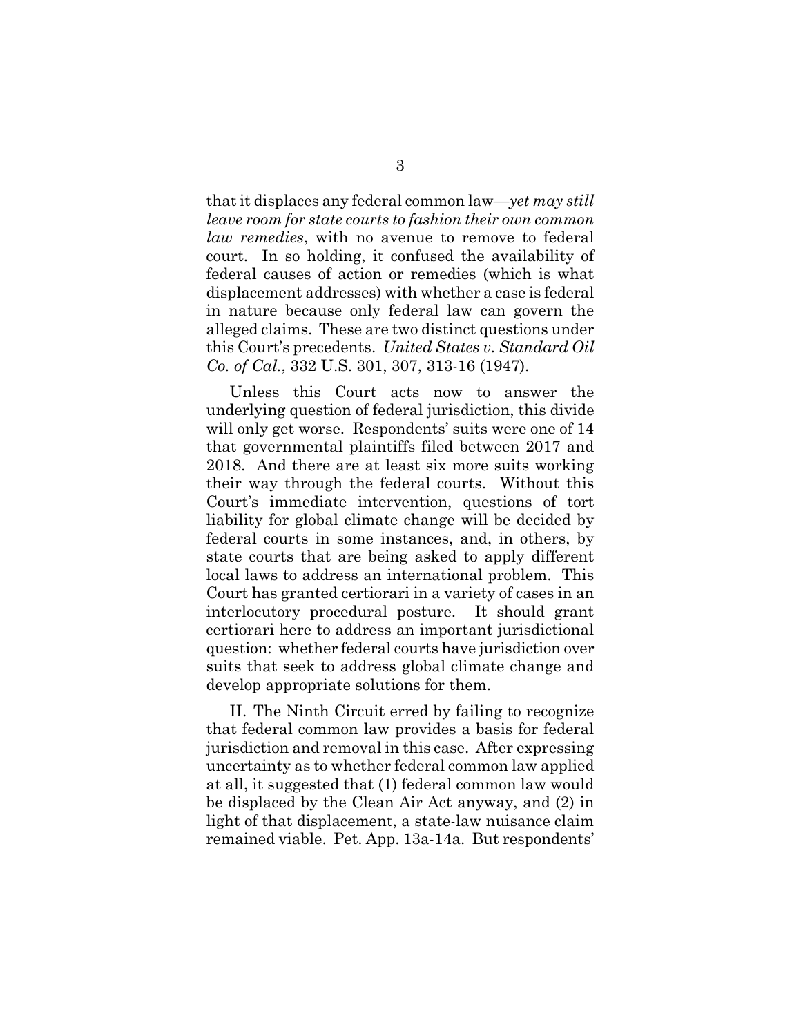that it displaces any federal common law—*yet may still leave room for state courts to fashion their own common law remedies*, with no avenue to remove to federal court. In so holding, it confused the availability of federal causes of action or remedies (which is what displacement addresses) with whether a case is federal in nature because only federal law can govern the alleged claims. These are two distinct questions under this Court's precedents. *United States v. Standard Oil Co. of Cal.*, 332 U.S. 301, 307, 313-16 (1947).

Unless this Court acts now to answer the underlying question of federal jurisdiction, this divide will only get worse. Respondents' suits were one of 14 that governmental plaintiffs filed between 2017 and 2018. And there are at least six more suits working their way through the federal courts. Without this Court's immediate intervention, questions of tort liability for global climate change will be decided by federal courts in some instances, and, in others, by state courts that are being asked to apply different local laws to address an international problem. This Court has granted certiorari in a variety of cases in an interlocutory procedural posture. It should grant certiorari here to address an important jurisdictional question: whether federal courts have jurisdiction over suits that seek to address global climate change and develop appropriate solutions for them.

II. The Ninth Circuit erred by failing to recognize that federal common law provides a basis for federal jurisdiction and removal in this case. After expressing uncertainty as to whether federal common law applied at all, it suggested that (1) federal common law would be displaced by the Clean Air Act anyway, and (2) in light of that displacement, a state-law nuisance claim remained viable. Pet. App. 13a-14a. But respondents'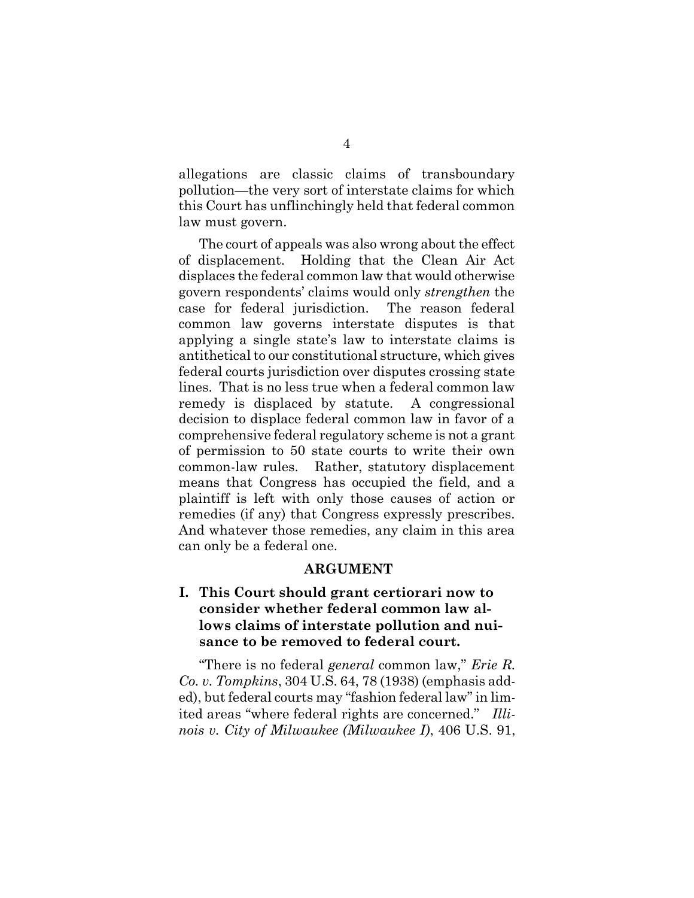allegations are classic claims of transboundary pollution—the very sort of interstate claims for which this Court has unflinchingly held that federal common law must govern.

The court of appeals was also wrong about the effect of displacement. Holding that the Clean Air Act displaces the federal common law that would otherwise govern respondents' claims would only *strengthen* the case for federal jurisdiction. The reason federal common law governs interstate disputes is that applying a single state's law to interstate claims is antithetical to our constitutional structure, which gives federal courts jurisdiction over disputes crossing state lines. That is no less true when a federal common law remedy is displaced by statute. A congressional decision to displace federal common law in favor of a comprehensive federal regulatory scheme is not a grant of permission to 50 state courts to write their own common-law rules. Rather, statutory displacement means that Congress has occupied the field, and a plaintiff is left with only those causes of action or remedies (if any) that Congress expressly prescribes. And whatever those remedies, any claim in this area can only be a federal one.

## ARGUMENT

### I. This Court should grant certiorari now to consider whether federal common law allows claims of interstate pollution and nuisance to be removed to federal court.

"There is no federal *general* common law," *Erie R. Co. v. Tompkins*, 304 U.S. 64, 78 (1938) (emphasis added), but federal courts may "fashion federal law" in limited areas "where federal rights are concerned." *Illinois v. City of Milwaukee (Milwaukee I)*, 406 U.S. 91,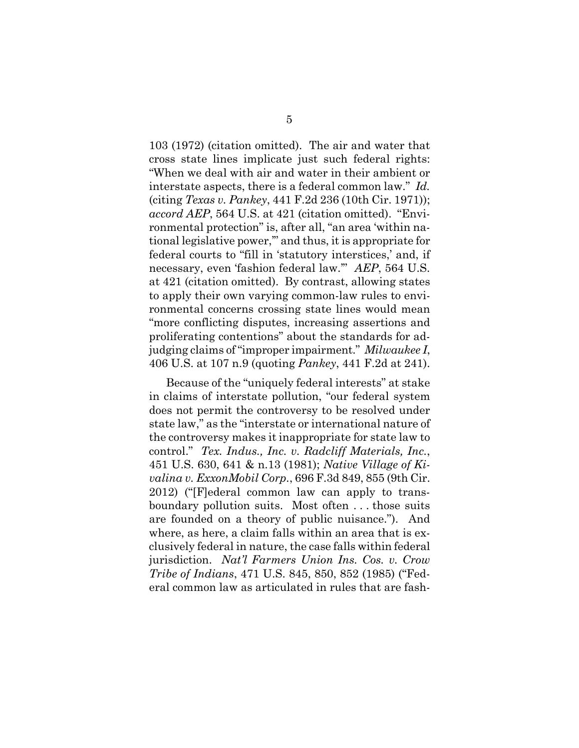103 (1972) (citation omitted). The air and water that cross state lines implicate just such federal rights: "When we deal with air and water in their ambient or interstate aspects, there is a federal common law." *Id.* (citing *Texas v. Pankey*, 441 F.2d 236 (10th Cir. 1971)); *accord AEP*, 564 U.S. at 421 (citation omitted). "Environmental protection" is, after all, "an area 'within national legislative power,'" and thus, it is appropriate for federal courts to "fill in 'statutory interstices,' and, if necessary, even 'fashion federal law.'" *AEP*, 564 U.S. at 421 (citation omitted). By contrast, allowing states to apply their own varying common-law rules to environmental concerns crossing state lines would mean "more conflicting disputes, increasing assertions and proliferating contentions" about the standards for adjudging claims of "improper impairment." *Milwaukee I*, 406 U.S. at 107 n.9 (quoting *Pankey*, 441 F.2d at 241).

Because of the "uniquely federal interests" at stake in claims of interstate pollution, "our federal system does not permit the controversy to be resolved under state law," as the "interstate or international nature of the controversy makes it inappropriate for state law to control." *Tex. Indus., Inc. v. Radcliff Materials, Inc.*, 451 U.S. 630, 641 & n.13 (1981); *Native Village of Kivalina v. ExxonMobil Corp.*, 696 F.3d 849, 855 (9th Cir. 2012) ("[F]ederal common law can apply to transboundary pollution suits. Most often . . . those suits are founded on a theory of public nuisance."). And where, as here, a claim falls within an area that is exclusively federal in nature, the case falls within federal jurisdiction. *Nat'l Farmers Union Ins. Cos. v. Crow Tribe of Indians*, 471 U.S. 845, 850, 852 (1985) ("Federal common law as articulated in rules that are fash-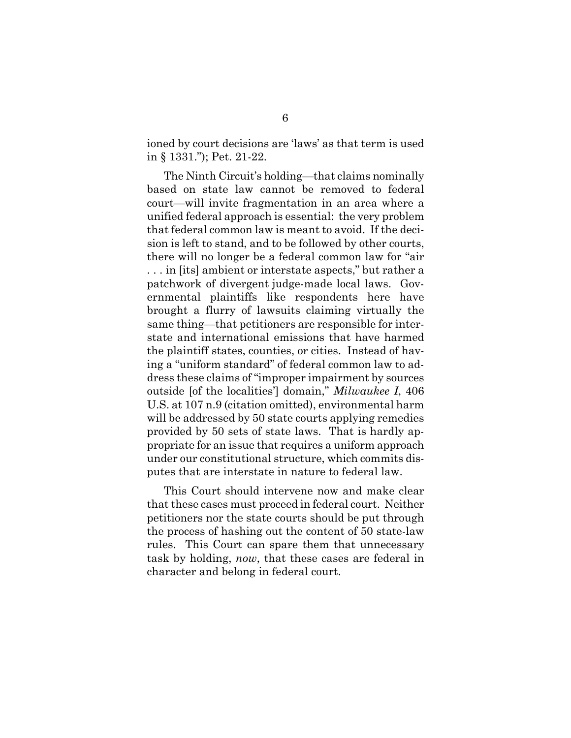ioned by court decisions are 'laws' as that term is used in § 1331."); Pet. 21-22.

The Ninth Circuit's holding—that claims nominally based on state law cannot be removed to federal court—will invite fragmentation in an area where a unified federal approach is essential: the very problem that federal common law is meant to avoid. If the decision is left to stand, and to be followed by other courts, there will no longer be a federal common law for "air . . . in [its] ambient or interstate aspects," but rather a patchwork of divergent judge-made local laws. Governmental plaintiffs like respondents here have brought a flurry of lawsuits claiming virtually the same thing—that petitioners are responsible for interstate and international emissions that have harmed the plaintiff states, counties, or cities. Instead of having a "uniform standard" of federal common law to address these claims of "improper impairment by sources outside [of the localities'] domain," *Milwaukee I*, 406 U.S. at 107 n.9 (citation omitted), environmental harm will be addressed by 50 state courts applying remedies provided by 50 sets of state laws. That is hardly appropriate for an issue that requires a uniform approach under our constitutional structure, which commits disputes that are interstate in nature to federal law.

This Court should intervene now and make clear that these cases must proceed in federal court. Neither petitioners nor the state courts should be put through the process of hashing out the content of 50 state-law rules. This Court can spare them that unnecessary task by holding, *now*, that these cases are federal in character and belong in federal court.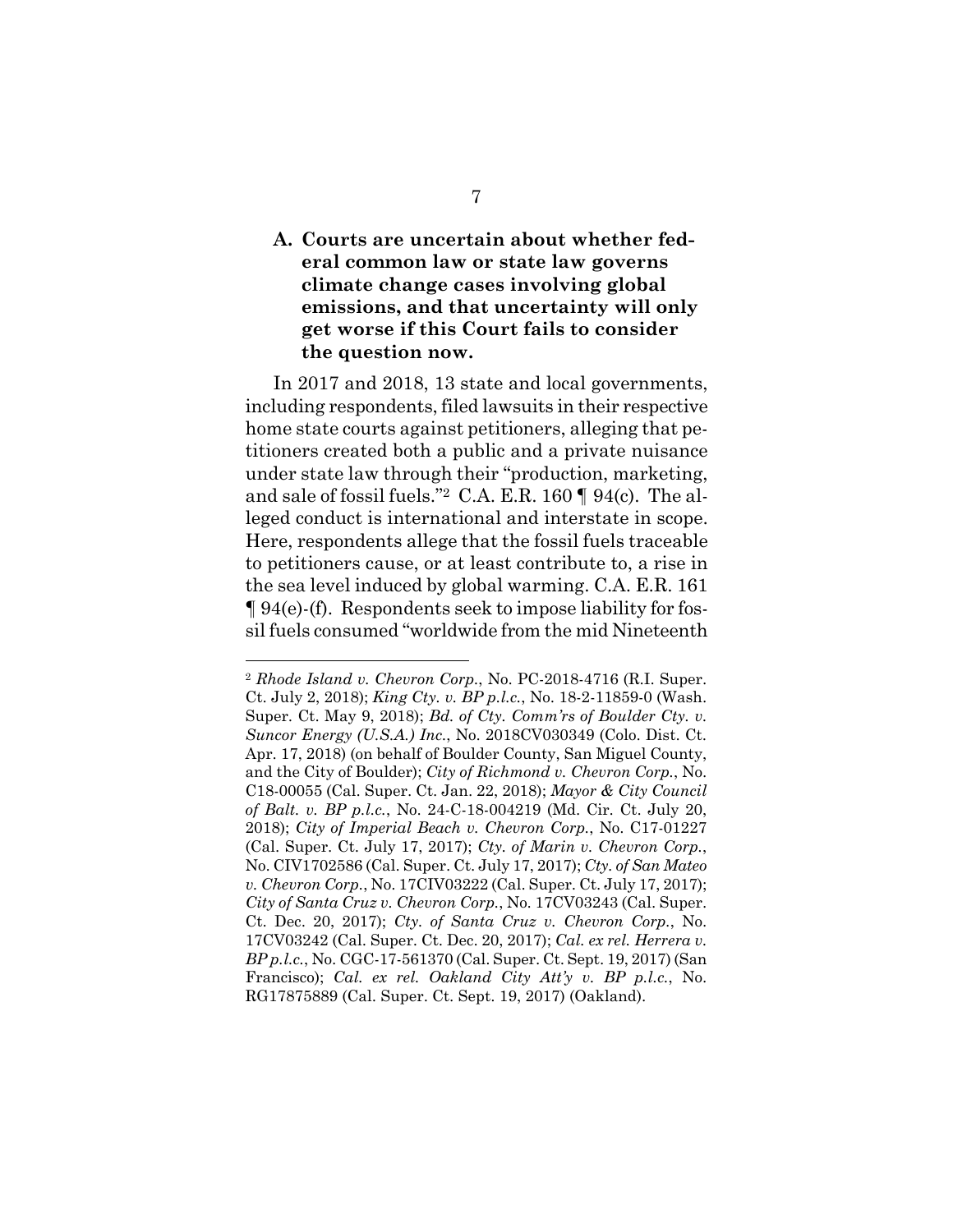### A. Courts are uncertain about whether federal common law or state law governs climate change cases involving global emissions, and that uncertainty will only get worse if this Court fails to consider the question now.

In 2017 and 2018, 13 state and local governments, including respondents, filed lawsuits in their respective home state courts against petitioners, alleging that petitioners created both a public and a private nuisance under state law through their "production, marketing, and sale of fossil fuels."[2] C.A. E.R. 160 ¶ 94(c). The alleged conduct is international and interstate in scope. Here, respondents allege that the fossil fuels traceable to petitioners cause, or at least contribute to, a rise in the sea level induced by global warming. C.A. E.R. 161 ¶ 94(e)-(f). Respondents seek to impose liability for fossil fuels consumed "worldwide from the mid Nineteenth

---

[2] *Rhode Island v. Chevron Corp.*, No. PC-2018-4716 (R.I. Super. Ct. July 2, 2018); *King Cty. v. BP p.l.c.*, No. 18-2-11859-0 (Wash. Super. Ct. May 9, 2018); *Bd. of Cty. Comm'rs of Boulder Cty. v. Suncor Energy (U.S.A.) Inc.*, No. 2018CV030349 (Colo. Dist. Ct. Apr. 17, 2018) (on behalf of Boulder County, San Miguel County, and the City of Boulder); *City of Richmond v. Chevron Corp.*, No. C18-00055 (Cal. Super. Ct. Jan. 22, 2018); *Mayor & City Council of Balt. v. BP p.l.c.*, No. 24-C-18-004219 (Md. Cir. Ct. July 20, 2018); *City of Imperial Beach v. Chevron Corp.*, No. C17-01227 (Cal. Super. Ct. July 17, 2017); *Cty. of Marin v. Chevron Corp.*, No. CIV1702586 (Cal. Super. Ct. July 17, 2017); *Cty. of San Mateo v. Chevron Corp.*, No. 17CIV03222 (Cal. Super. Ct. July 17, 2017); *City of Santa Cruz v. Chevron Corp.*, No. 17CV03243 (Cal. Super. Ct. Dec. 20, 2017); *Cty. of Santa Cruz v. Chevron Corp.*, No. 17CV03242 (Cal. Super. Ct. Dec. 20, 2017); *Cal. ex rel. Herrera v. BP p.l.c.*, No. CGC-17-561370 (Cal. Super. Ct. Sept. 19, 2017) (San Francisco); *Cal. ex rel. Oakland City Att'y v. BP p.l.c.*, No. RG17875889 (Cal. Super. Ct. Sept. 19, 2017) (Oakland).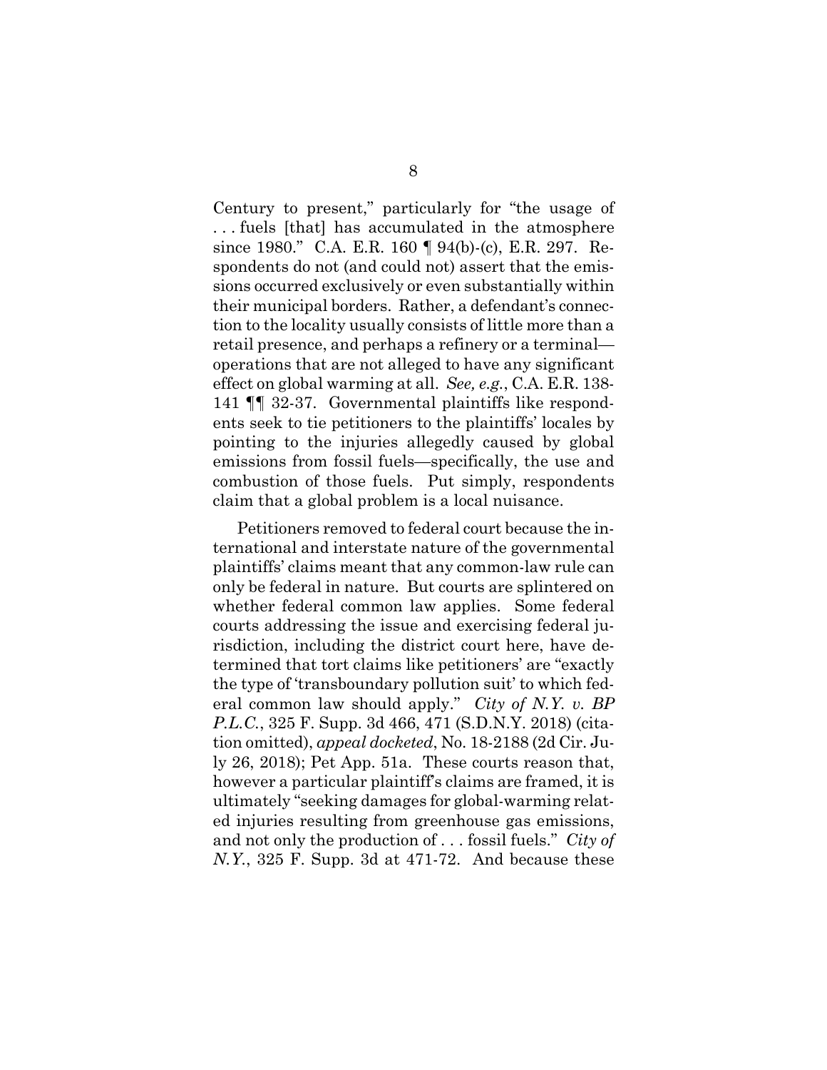Century to present," particularly for "the usage of . . . fuels [that] has accumulated in the atmosphere since 1980." C.A. E.R. 160 ¶ 94(b)-(c), E.R. 297. Respondents do not (and could not) assert that the emissions occurred exclusively or even substantially within their municipal borders. Rather, a defendant's connection to the locality usually consists of little more than a retail presence, and perhaps a refinery or a terminal—operations that are not alleged to have any significant effect on global warming at all. *See, e.g.*, C.A. E.R. 138-141 ¶¶ 32-37. Governmental plaintiffs like respondents seek to tie petitioners to the plaintiffs' locales by pointing to the injuries allegedly caused by global emissions from fossil fuels—specifically, the use and combustion of those fuels. Put simply, respondents claim that a global problem is a local nuisance.

Petitioners removed to federal court because the international and interstate nature of the governmental plaintiffs' claims meant that any common-law rule can only be federal in nature. But courts are splintered on whether federal common law applies. Some federal courts addressing the issue and exercising federal jurisdiction, including the district court here, have determined that tort claims like petitioners' are "exactly the type of 'transboundary pollution suit' to which federal common law should apply." *City of N.Y. v. BP P.L.C.*, 325 F. Supp. 3d 466, 471 (S.D.N.Y. 2018) (citation omitted), *appeal docketed*, No. 18-2188 (2d Cir. July 26, 2018); Pet App. 51a. These courts reason that, however a particular plaintiff's claims are framed, it is ultimately "seeking damages for global-warming related injuries resulting from greenhouse gas emissions, and not only the production of . . . fossil fuels." *City of N.Y.*, 325 F. Supp. 3d at 471-72. And because these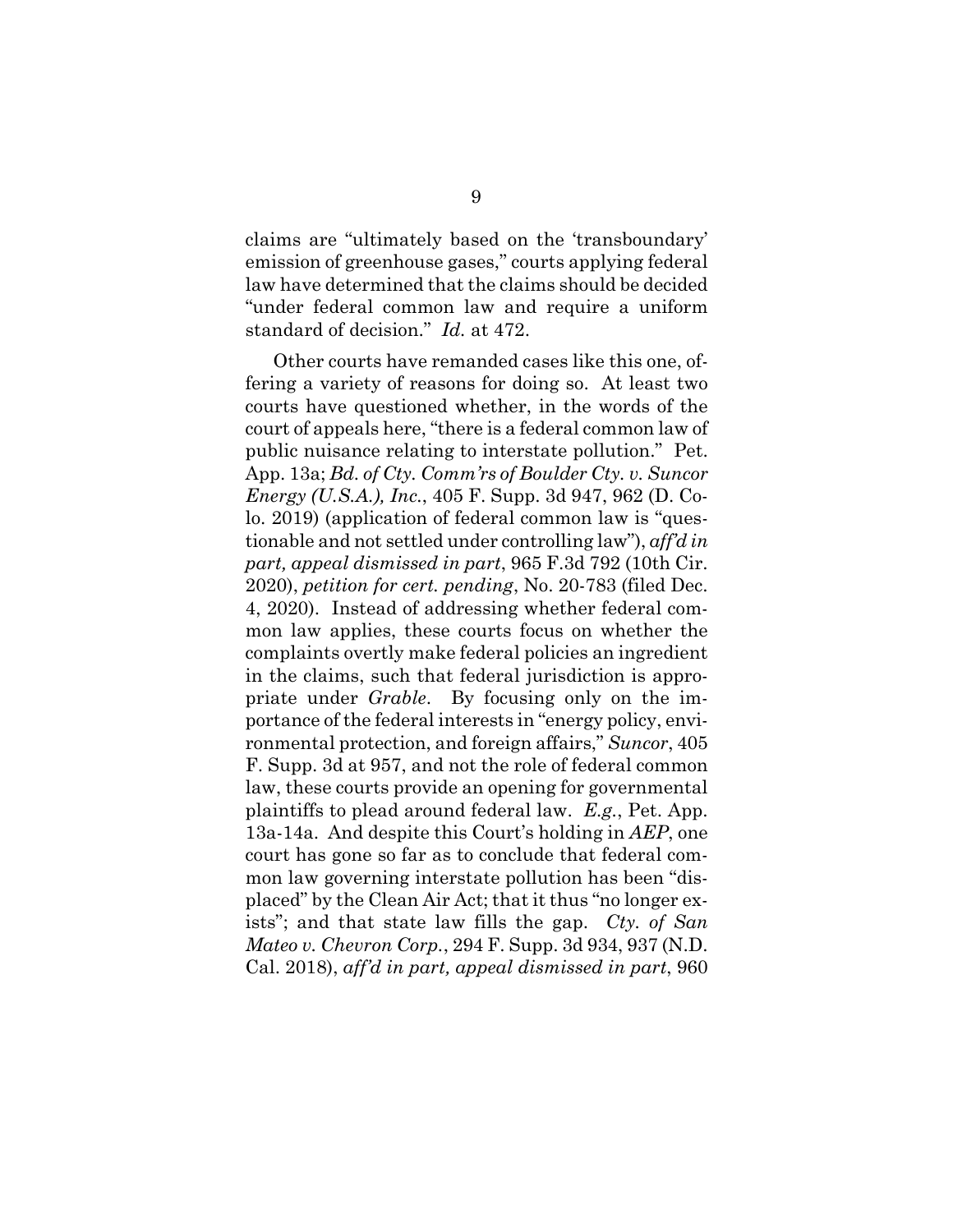claims are "ultimately based on the 'transboundary' emission of greenhouse gases," courts applying federal law have determined that the claims should be decided "under federal common law and require a uniform standard of decision." *Id.* at 472.

Other courts have remanded cases like this one, offering a variety of reasons for doing so. At least two courts have questioned whether, in the words of the court of appeals here, "there is a federal common law of public nuisance relating to interstate pollution." Pet. App. 13a; *Bd. of Cty. Comm'rs of Boulder Cty. v. Suncor Energy (U.S.A.), Inc.*, 405 F. Supp. 3d 947, 962 (D. Colo. 2019) (application of federal common law is "questionable and not settled under controlling law"), *aff'd in part, appeal dismissed in part*, 965 F.3d 792 (10th Cir. 2020), *petition for cert. pending*, No. 20-783 (filed Dec. 4, 2020). Instead of addressing whether federal common law applies, these courts focus on whether the complaints overtly make federal policies an ingredient in the claims, such that federal jurisdiction is appropriate under *Grable*. By focusing only on the importance of the federal interests in "energy policy, environmental protection, and foreign affairs," *Suncor*, 405 F. Supp. 3d at 957, and not the role of federal common law, these courts provide an opening for governmental plaintiffs to plead around federal law. *E.g.*, Pet. App. 13a-14a. And despite this Court's holding in *AEP*, one court has gone so far as to conclude that federal common law governing interstate pollution has been "displaced" by the Clean Air Act; that it thus "no longer exists"; and that state law fills the gap. *Cty. of San Mateo v. Chevron Corp.*, 294 F. Supp. 3d 934, 937 (N.D. Cal. 2018), *aff'd in part, appeal dismissed in part*, 960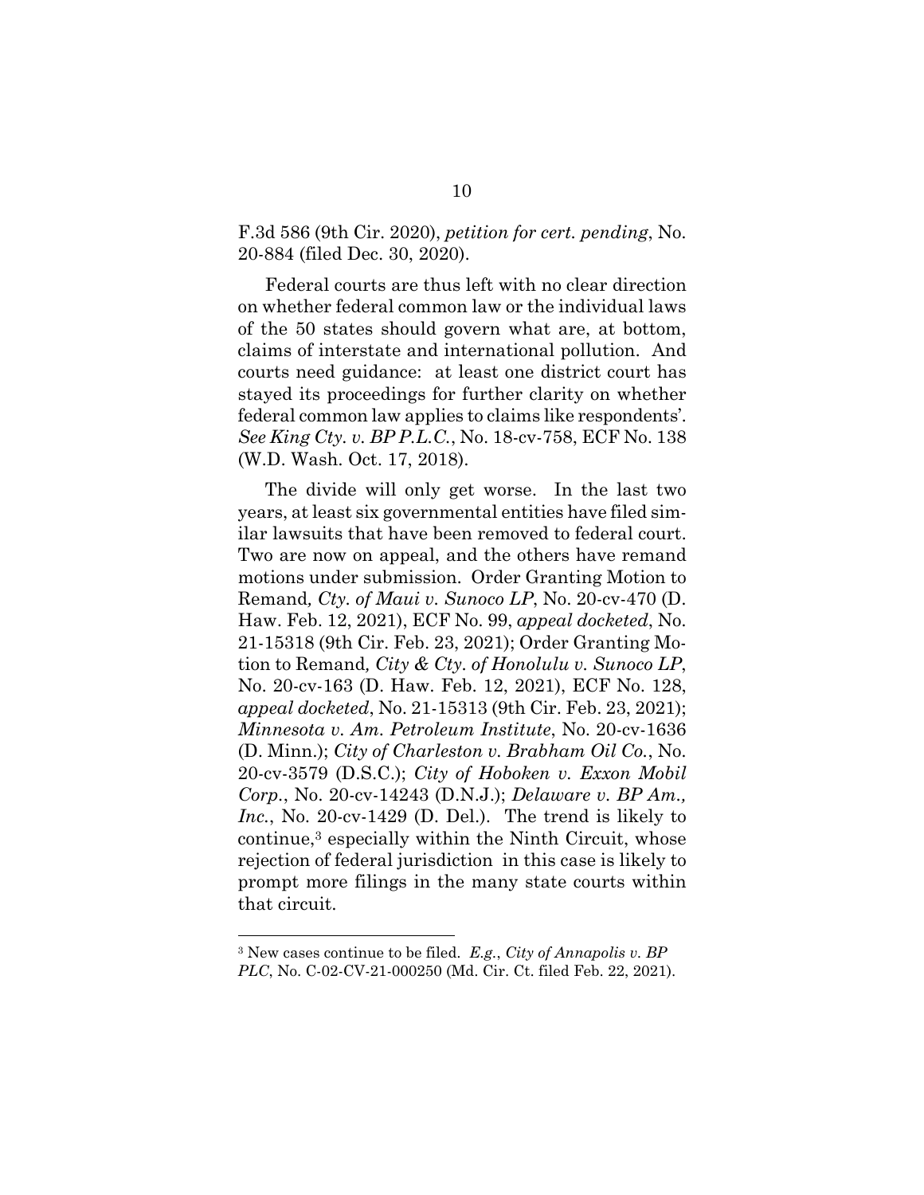F.3d 586 (9th Cir. 2020), *petition for cert. pending*, No. 20-884 (filed Dec. 30, 2020).

Federal courts are thus left with no clear direction on whether federal common law or the individual laws of the 50 states should govern what are, at bottom, claims of interstate and international pollution. And courts need guidance: at least one district court has stayed its proceedings for further clarity on whether federal common law applies to claims like respondents'. *See King Cty. v. BP P.L.C.*, No. 18-cv-758, ECF No. 138 (W.D. Wash. Oct. 17, 2018).

The divide will only get worse. In the last two years, at least six governmental entities have filed similar lawsuits that have been removed to federal court. Two are now on appeal, and the others have remand motions under submission. Order Granting Motion to Remand*, Cty. of Maui v. Sunoco LP*, No. 20-cv-470 (D. Haw. Feb. 12, 2021), ECF No. 99, *appeal docketed*, No. 21-15318 (9th Cir. Feb. 23, 2021); Order Granting Motion to Remand*, City & Cty. of Honolulu v. Sunoco LP*, No. 20-cv-163 (D. Haw. Feb. 12, 2021), ECF No. 128, *appeal docketed*, No. 21-15313 (9th Cir. Feb. 23, 2021); *Minnesota v. Am. Petroleum Institute*, No. 20-cv-1636 (D. Minn.); *City of Charleston v. Brabham Oil Co.*, No. 20-cv-3579 (D.S.C.); *City of Hoboken v. Exxon Mobil Corp.*, No. 20-cv-14243 (D.N.J.); *Delaware v. BP Am., Inc.*, No. 20-cv-1429 (D. Del.). The trend is likely to continue,[3] especially within the Ninth Circuit, whose rejection of federal jurisdiction in this case is likely to prompt more filings in the many state courts within that circuit.

---

[3] New cases continue to be filed. *E.g.*, *City of Annapolis v. BP PLC*, No. C-02-CV-21-000250 (Md. Cir. Ct. filed Feb. 22, 2021).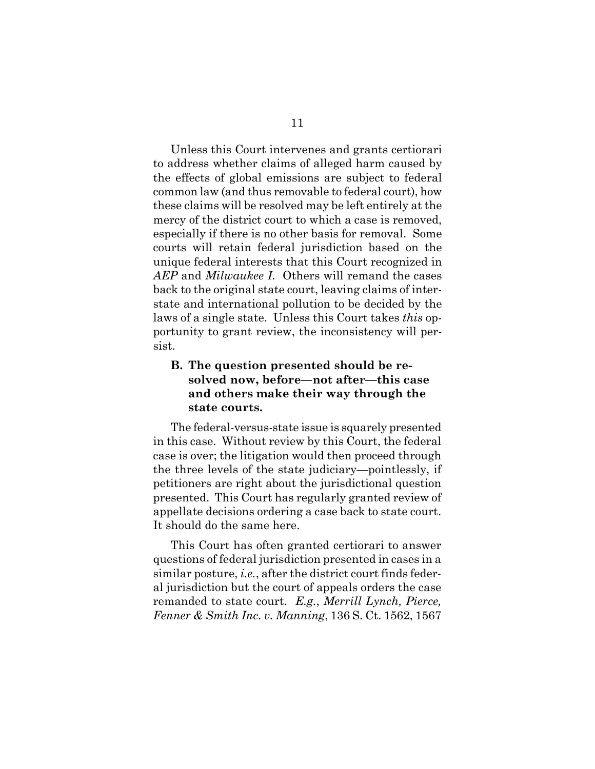Unless this Court intervenes and grants certiorari to address whether claims of alleged harm caused by the effects of global emissions are subject to federal common law (and thus removable to federal court), how these claims will be resolved may be left entirely at the mercy of the district court to which a case is removed, especially if there is no other basis for removal. Some courts will retain federal jurisdiction based on the unique federal interests that this Court recognized in *AEP* and *Milwaukee I*. Others will remand the cases back to the original state court, leaving claims of interstate and international pollution to be decided by the laws of a single state. Unless this Court takes *this* opportunity to grant review, the inconsistency will persist.

### B. The question presented should be resolved now, before—not after—this case and others make their way through the state courts.

The federal-versus-state issue is squarely presented in this case. Without review by this Court, the federal case is over; the litigation would then proceed through the three levels of the state judiciary—pointlessly, if petitioners are right about the jurisdictional question presented. This Court has regularly granted review of appellate decisions ordering a case back to state court. It should do the same here.

This Court has often granted certiorari to answer questions of federal jurisdiction presented in cases in a similar posture, *i.e.*, after the district court finds federal jurisdiction but the court of appeals orders the case remanded to state court. *E.g.*, *Merrill Lynch, Pierce, Fenner & Smith Inc. v. Manning*, 136 S. Ct. 1562, 1567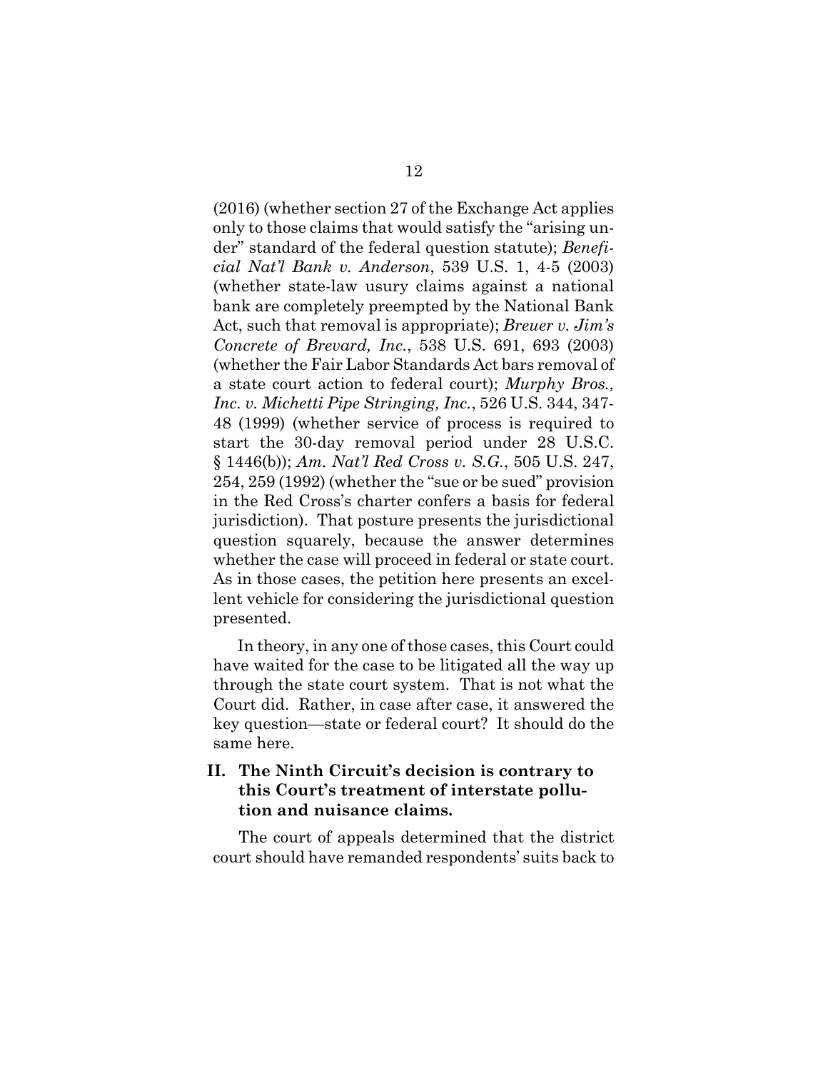(2016) (whether section 27 of the Exchange Act applies only to those claims that would satisfy the "arising under" standard of the federal question statute); *Beneficial Nat'l Bank v. Anderson*, 539 U.S. 1, 4-5 (2003) (whether state-law usury claims against a national bank are completely preempted by the National Bank Act, such that removal is appropriate); *Breuer v. Jim's Concrete of Brevard, Inc.*, 538 U.S. 691, 693 (2003) (whether the Fair Labor Standards Act bars removal of a state court action to federal court); *Murphy Bros., Inc. v. Michetti Pipe Stringing, Inc.*, 526 U.S. 344, 347-48 (1999) (whether service of process is required to start the 30-day removal period under 28 U.S.C. § 1446(b)); *Am. Nat'l Red Cross v. S.G.*, 505 U.S. 247, 254, 259 (1992) (whether the "sue or be sued" provision in the Red Cross's charter confers a basis for federal jurisdiction). That posture presents the jurisdictional question squarely, because the answer determines whether the case will proceed in federal or state court. As in those cases, the petition here presents an excellent vehicle for considering the jurisdictional question presented.

In theory, in any one of those cases, this Court could have waited for the case to be litigated all the way up through the state court system. That is not what the Court did. Rather, in case after case, it answered the key question—state or federal court? It should do the same here.

## II. The Ninth Circuit's decision is contrary to this Court's treatment of interstate pollution and nuisance claims.

The court of appeals determined that the district court should have remanded respondents' suits back to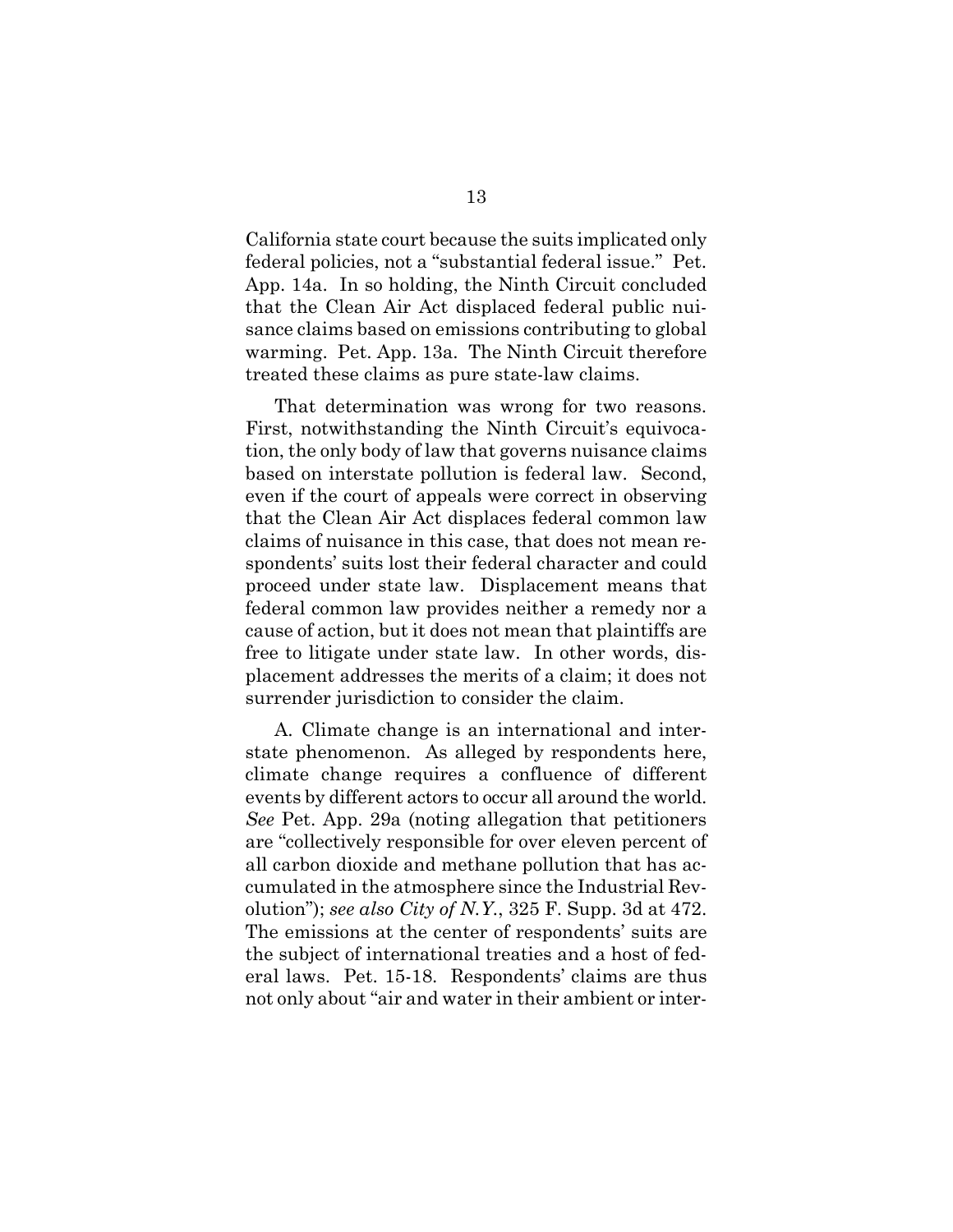California state court because the suits implicated only federal policies, not a "substantial federal issue." Pet. App. 14a. In so holding, the Ninth Circuit concluded that the Clean Air Act displaced federal public nuisance claims based on emissions contributing to global warming. Pet. App. 13a. The Ninth Circuit therefore treated these claims as pure state-law claims.

That determination was wrong for two reasons. First, notwithstanding the Ninth Circuit's equivocation, the only body of law that governs nuisance claims based on interstate pollution is federal law. Second, even if the court of appeals were correct in observing that the Clean Air Act displaces federal common law claims of nuisance in this case, that does not mean respondents' suits lost their federal character and could proceed under state law. Displacement means that federal common law provides neither a remedy nor a cause of action, but it does not mean that plaintiffs are free to litigate under state law. In other words, displacement addresses the merits of a claim; it does not surrender jurisdiction to consider the claim.

A. Climate change is an international and interstate phenomenon. As alleged by respondents here, climate change requires a confluence of different events by different actors to occur all around the world. *See* Pet. App. 29a (noting allegation that petitioners are "collectively responsible for over eleven percent of all carbon dioxide and methane pollution that has accumulated in the atmosphere since the Industrial Revolution"); *see also City of N.Y.*, 325 F. Supp. 3d at 472. The emissions at the center of respondents' suits are the subject of international treaties and a host of federal laws. Pet. 15-18. Respondents' claims are thus not only about "air and water in their ambient or inter-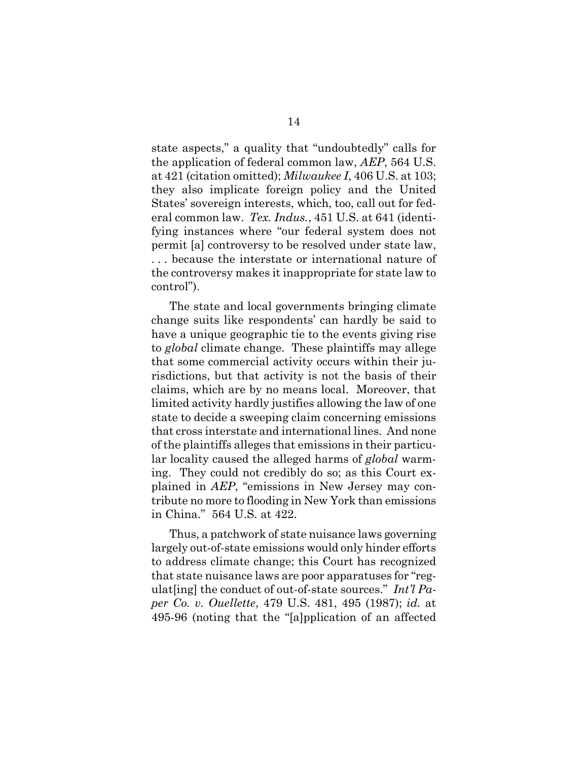state aspects," a quality that "undoubtedly" calls for the application of federal common law, *AEP*, 564 U.S. at 421 (citation omitted); *Milwaukee I*, 406 U.S. at 103; they also implicate foreign policy and the United States' sovereign interests, which, too, call out for federal common law. *Tex. Indus.*, 451 U.S. at 641 (identifying instances where "our federal system does not permit [a] controversy to be resolved under state law, . . . because the interstate or international nature of the controversy makes it inappropriate for state law to control").

The state and local governments bringing climate change suits like respondents' can hardly be said to have a unique geographic tie to the events giving rise to *global* climate change. These plaintiffs may allege that some commercial activity occurs within their jurisdictions, but that activity is not the basis of their claims, which are by no means local. Moreover, that limited activity hardly justifies allowing the law of one state to decide a sweeping claim concerning emissions that cross interstate and international lines. And none of the plaintiffs alleges that emissions in their particular locality caused the alleged harms of *global* warming. They could not credibly do so; as this Court explained in *AEP*, "emissions in New Jersey may contribute no more to flooding in New York than emissions in China." 564 U.S. at 422.

Thus, a patchwork of state nuisance laws governing largely out-of-state emissions would only hinder efforts to address climate change; this Court has recognized that state nuisance laws are poor apparatuses for "regulat[ing] the conduct of out-of-state sources." *Int'l Paper Co. v. Ouellette*, 479 U.S. 481, 495 (1987); *id.* at 495-96 (noting that the "[a]pplication of an affected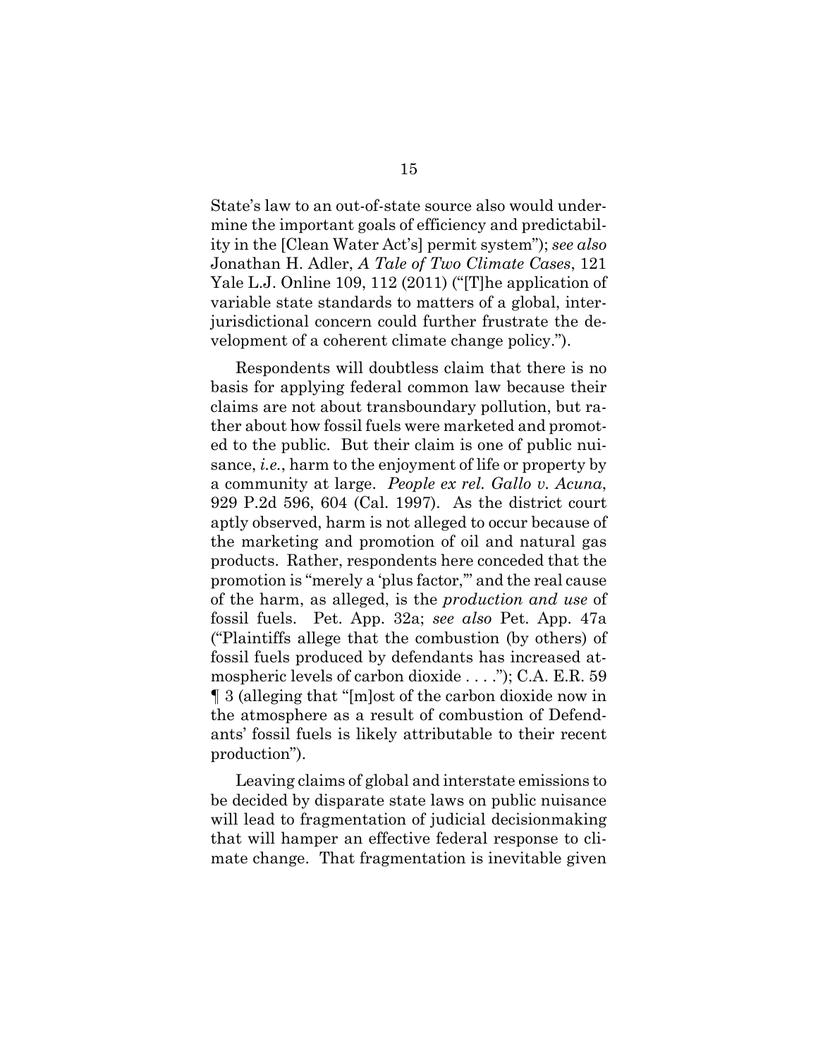State's law to an out-of-state source also would undermine the important goals of efficiency and predictability in the [Clean Water Act's] permit system"); *see also* Jonathan H. Adler, *A Tale of Two Climate Cases*, 121 Yale L.J. Online 109, 112 (2011) ("[T]he application of variable state standards to matters of a global, interjurisdictional concern could further frustrate the development of a coherent climate change policy.").

Respondents will doubtless claim that there is no basis for applying federal common law because their claims are not about transboundary pollution, but rather about how fossil fuels were marketed and promoted to the public. But their claim is one of public nuisance, *i.e.*, harm to the enjoyment of life or property by a community at large. *People ex rel. Gallo v. Acuna*, 929 P.2d 596, 604 (Cal. 1997). As the district court aptly observed, harm is not alleged to occur because of the marketing and promotion of oil and natural gas products. Rather, respondents here conceded that the promotion is "merely a 'plus factor,'" and the real cause of the harm, as alleged, is the *production and use* of fossil fuels. Pet. App. 32a; *see also* Pet. App. 47a ("Plaintiffs allege that the combustion (by others) of fossil fuels produced by defendants has increased atmospheric levels of carbon dioxide . . . ."); C.A. E.R. 59 ¶ 3 (alleging that "[m]ost of the carbon dioxide now in the atmosphere as a result of combustion of Defendants' fossil fuels is likely attributable to their recent production").

Leaving claims of global and interstate emissions to be decided by disparate state laws on public nuisance will lead to fragmentation of judicial decisionmaking that will hamper an effective federal response to climate change. That fragmentation is inevitable given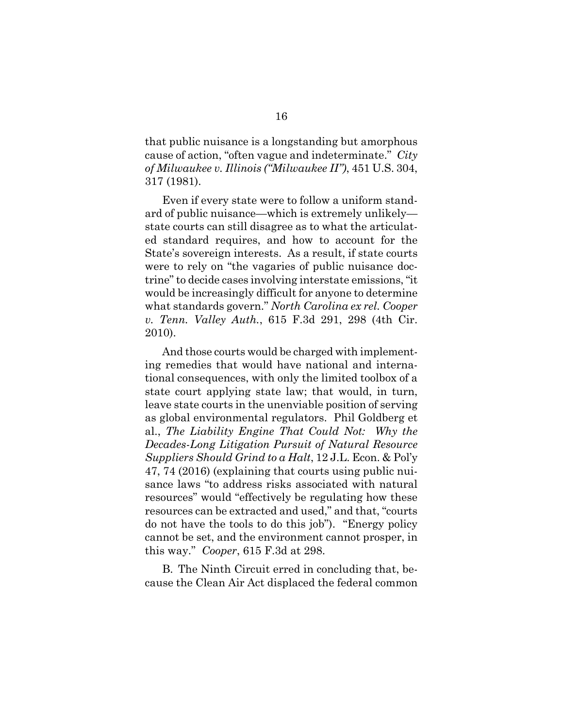that public nuisance is a longstanding but amorphous cause of action, "often vague and indeterminate." *City of Milwaukee v. Illinois ("Milwaukee II")*, 451 U.S. 304, 317 (1981).

Even if every state were to follow a uniform standard of public nuisance—which is extremely unlikely—state courts can still disagree as to what the articulated standard requires, and how to account for the State's sovereign interests. As a result, if state courts were to rely on "the vagaries of public nuisance doctrine" to decide cases involving interstate emissions, "it would be increasingly difficult for anyone to determine what standards govern." *North Carolina ex rel. Cooper v. Tenn. Valley Auth.*, 615 F.3d 291, 298 (4th Cir. 2010).

And those courts would be charged with implementing remedies that would have national and international consequences, with only the limited toolbox of a state court applying state law; that would, in turn, leave state courts in the unenviable position of serving as global environmental regulators. Phil Goldberg et al., *The Liability Engine That Could Not: Why the Decades-Long Litigation Pursuit of Natural Resource Suppliers Should Grind to a Halt*, 12 J.L. Econ. & Pol'y 47, 74 (2016) (explaining that courts using public nuisance laws "to address risks associated with natural resources" would "effectively be regulating how these resources can be extracted and used," and that, "courts do not have the tools to do this job"). "Energy policy cannot be set, and the environment cannot prosper, in this way." *Cooper*, 615 F.3d at 298.

B. The Ninth Circuit erred in concluding that, because the Clean Air Act displaced the federal common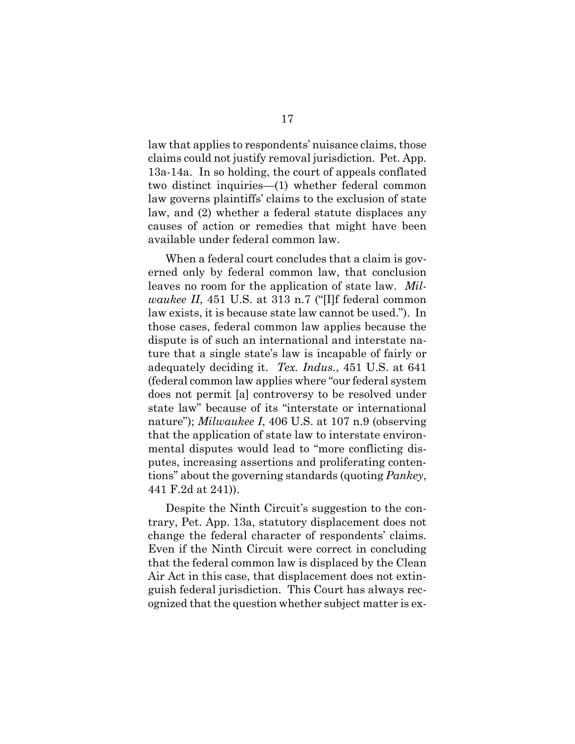law that applies to respondents' nuisance claims, those claims could not justify removal jurisdiction. Pet. App. 13a-14a. In so holding, the court of appeals conflated two distinct inquiries—(1) whether federal common law governs plaintiffs' claims to the exclusion of state law, and (2) whether a federal statute displaces any causes of action or remedies that might have been available under federal common law.

When a federal court concludes that a claim is governed only by federal common law, that conclusion leaves no room for the application of state law. *Milwaukee II*, 451 U.S. at 313 n.7 ("[I]f federal common law exists, it is because state law cannot be used."). In those cases, federal common law applies because the dispute is of such an international and interstate nature that a single state's law is incapable of fairly or adequately deciding it. *Tex. Indus.*, 451 U.S. at 641 (federal common law applies where "our federal system does not permit [a] controversy to be resolved under state law" because of its "interstate or international nature"); *Milwaukee I*, 406 U.S. at 107 n.9 (observing that the application of state law to interstate environmental disputes would lead to "more conflicting disputes, increasing assertions and proliferating contentions" about the governing standards (quoting *Pankey*, 441 F.2d at 241)).

Despite the Ninth Circuit's suggestion to the contrary, Pet. App. 13a, statutory displacement does not change the federal character of respondents' claims. Even if the Ninth Circuit were correct in concluding that the federal common law is displaced by the Clean Air Act in this case, that displacement does not extinguish federal jurisdiction. This Court has always recognized that the question whether subject matter is ex-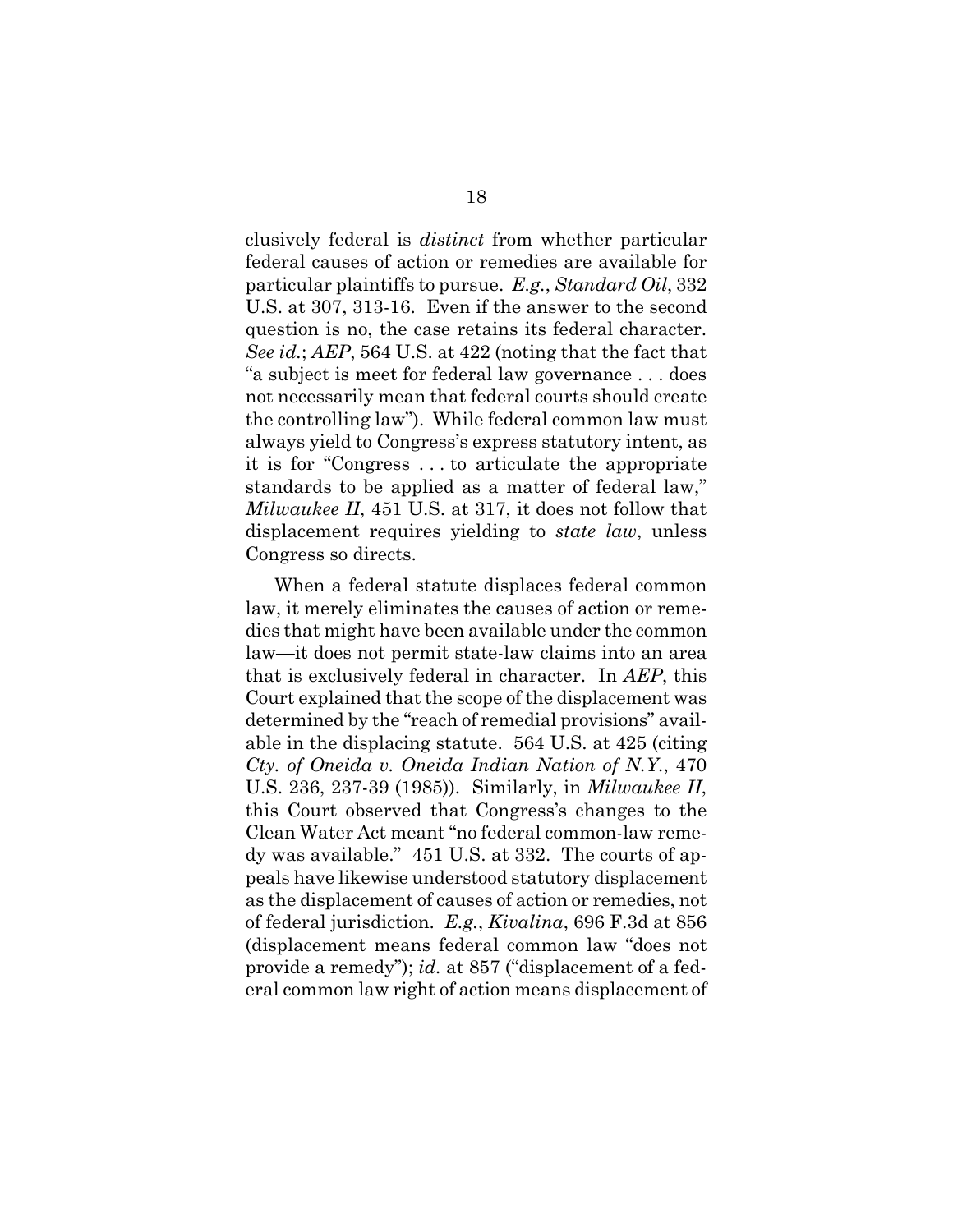clusively federal is *distinct* from whether particular federal causes of action or remedies are available for particular plaintiffs to pursue. *E.g.*, *Standard Oil*, 332 U.S. at 307, 313-16. Even if the answer to the second question is no, the case retains its federal character. *See id.*; *AEP*, 564 U.S. at 422 (noting that the fact that "a subject is meet for federal law governance . . . does not necessarily mean that federal courts should create the controlling law"). While federal common law must always yield to Congress's express statutory intent, as it is for "Congress . . . to articulate the appropriate standards to be applied as a matter of federal law," *Milwaukee II*, 451 U.S. at 317, it does not follow that displacement requires yielding to *state law*, unless Congress so directs.

When a federal statute displaces federal common law, it merely eliminates the causes of action or remedies that might have been available under the common law—it does not permit state-law claims into an area that is exclusively federal in character. In *AEP*, this Court explained that the scope of the displacement was determined by the "reach of remedial provisions" available in the displacing statute. 564 U.S. at 425 (citing *Cty. of Oneida v. Oneida Indian Nation of N.Y.*, 470 U.S. 236, 237-39 (1985)). Similarly, in *Milwaukee II*, this Court observed that Congress's changes to the Clean Water Act meant "no federal common-law remedy was available." 451 U.S. at 332. The courts of appeals have likewise understood statutory displacement as the displacement of causes of action or remedies, not of federal jurisdiction. *E.g.*, *Kivalina*, 696 F.3d at 856 (displacement means federal common law "does not provide a remedy"); *id.* at 857 ("displacement of a federal common law right of action means displacement of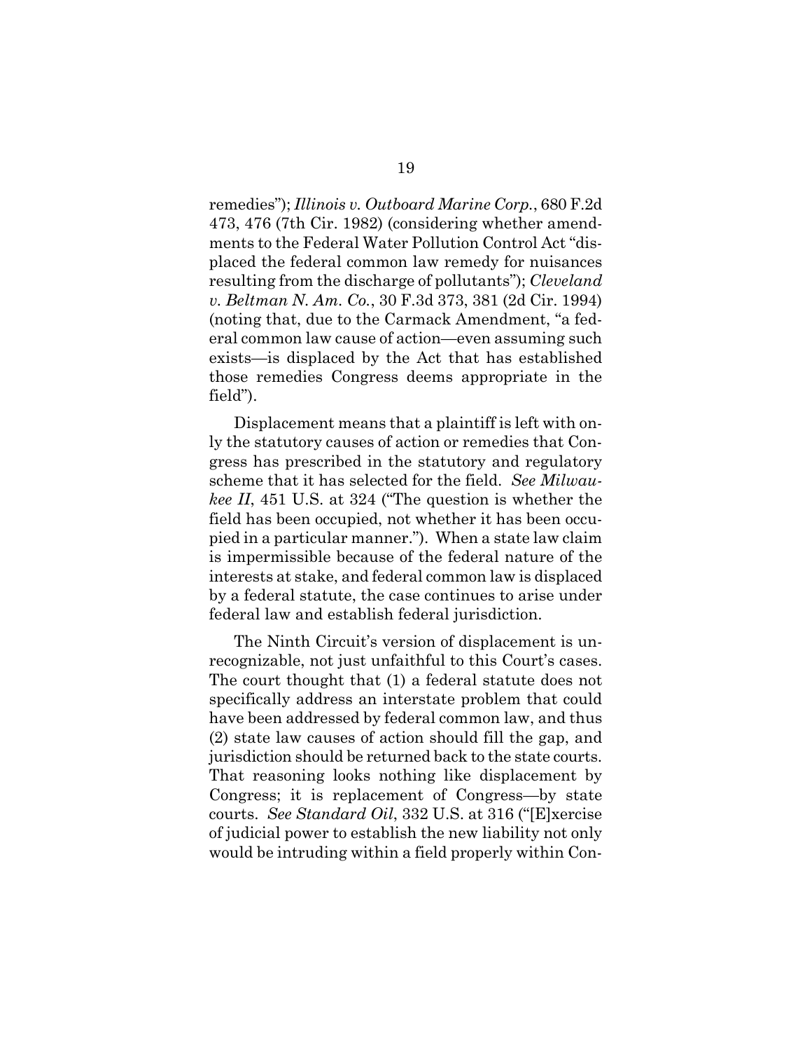remedies"); *Illinois v. Outboard Marine Corp.*, 680 F.2d 473, 476 (7th Cir. 1982) (considering whether amendments to the Federal Water Pollution Control Act "displaced the federal common law remedy for nuisances resulting from the discharge of pollutants"); *Cleveland v. Beltman N. Am. Co.*, 30 F.3d 373, 381 (2d Cir. 1994) (noting that, due to the Carmack Amendment, "a federal common law cause of action—even assuming such exists—is displaced by the Act that has established those remedies Congress deems appropriate in the field").

Displacement means that a plaintiff is left with only the statutory causes of action or remedies that Congress has prescribed in the statutory and regulatory scheme that it has selected for the field. *See Milwaukee II*, 451 U.S. at 324 ("The question is whether the field has been occupied, not whether it has been occupied in a particular manner."). When a state law claim is impermissible because of the federal nature of the interests at stake, and federal common law is displaced by a federal statute, the case continues to arise under federal law and establish federal jurisdiction.

The Ninth Circuit's version of displacement is unrecognizable, not just unfaithful to this Court's cases. The court thought that (1) a federal statute does not specifically address an interstate problem that could have been addressed by federal common law, and thus (2) state law causes of action should fill the gap, and jurisdiction should be returned back to the state courts. That reasoning looks nothing like displacement by Congress; it is replacement of Congress—by state courts. *See Standard Oil*, 332 U.S. at 316 ("[E]xercise of judicial power to establish the new liability not only would be intruding within a field properly within Con-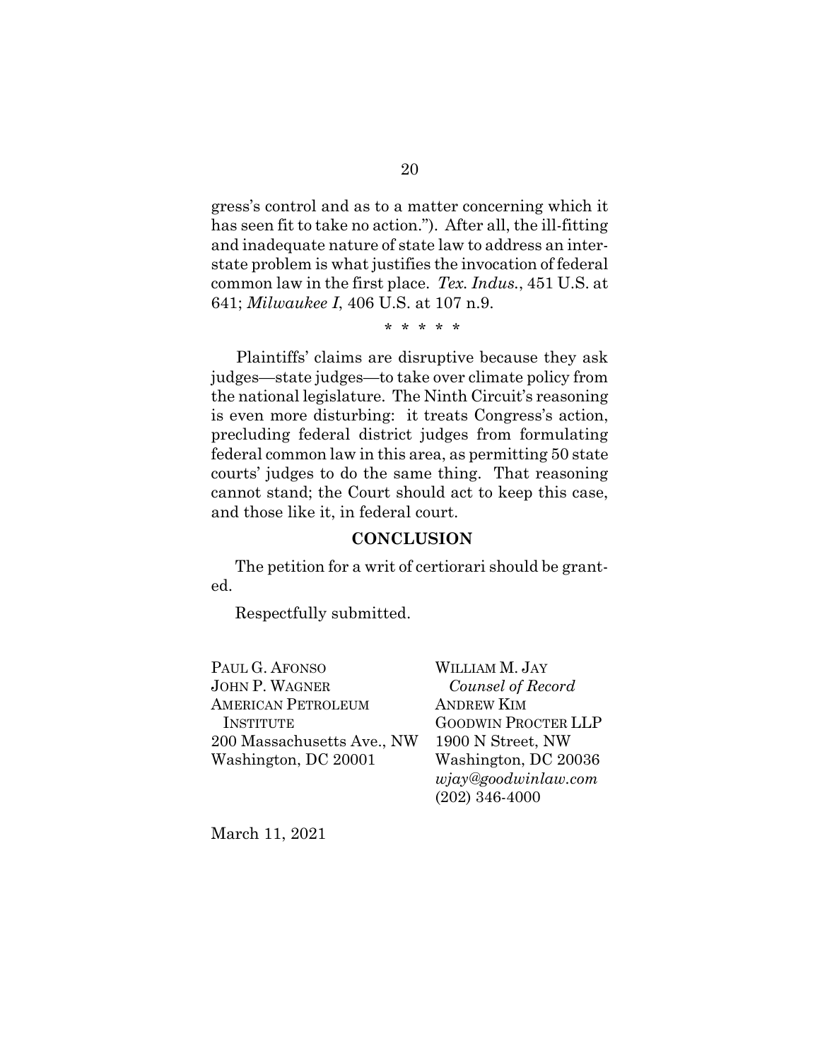gress's control and as to a matter concerning which it has seen fit to take no action."). After all, the ill-fitting and inadequate nature of state law to address an interstate problem is what justifies the invocation of federal common law in the first place. *Tex. Indus.*, 451 U.S. at 641; *Milwaukee I*, 406 U.S. at 107 n.9.

\* \* \* \* \*

Plaintiffs' claims are disruptive because they ask judges—state judges—to take over climate policy from the national legislature. The Ninth Circuit's reasoning is even more disturbing: it treats Congress's action, precluding federal district judges from formulating federal common law in this area, as permitting 50 state courts' judges to do the same thing. That reasoning cannot stand; the Court should act to keep this case, and those like it, in federal court.

## CONCLUSION

The petition for a writ of certiorari should be granted.

Respectfully submitted.

PAUL G. AFONSO
JOHN P. WAGNER
AMERICAN PETROLEUM INSTITUTE
200 Massachusetts Ave., NW
Washington, DC 20001

WILLIAM M. JAY
*Counsel of Record*
ANDREW KIM
GOODWIN PROCTER LLP
1900 N Street, NW
Washington, DC 20036
*wjay@goodwinlaw.com*
(202) 346-4000

March 11, 2021